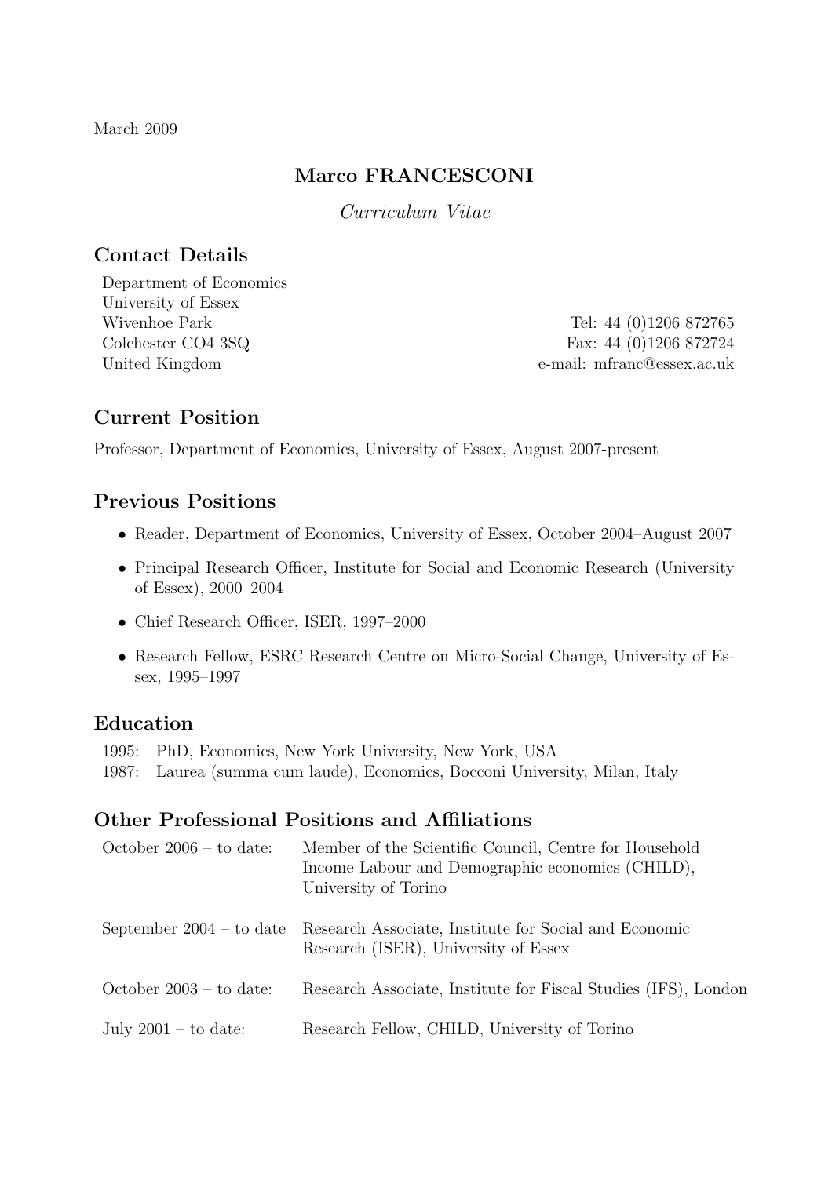March 2009

# Marco FRANCESCONI

*Curriculum Vitae*

## Contact Details

Department of Economics
University of Essex
Wivenhoe Park
Colchester CO4 3SQ
United Kingdom

Tel: 44 (0)1206 872765
Fax: 44 (0)1206 872724
e-mail: mfranc@essex.ac.uk

## Current Position

Professor, Department of Economics, University of Essex, August 2007-present

## Previous Positions

- Reader, Department of Economics, University of Essex, October 2004–August 2007
- Principal Research Officer, Institute for Social and Economic Research (University of Essex), 2000–2004
- Chief Research Officer, ISER, 1997–2000
- Research Fellow, ESRC Research Centre on Micro-Social Change, University of Essex, 1995–1997

## Education

1995: PhD, Economics, New York University, New York, USA
1987: Laurea (summa cum laude), Economics, Bocconi University, Milan, Italy

## Other Professional Positions and Affiliations

| | |
|---|---|
| October 2006 – to date: | Member of the Scientific Council, Centre for Household Income Labour and Demographic economics (CHILD), University of Torino |
| September 2004 – to date | Research Associate, Institute for Social and Economic Research (ISER), University of Essex |
| October 2003 – to date: | Research Associate, Institute for Fiscal Studies (IFS), London |
| July 2001 – to date: | Research Fellow, CHILD, University of Torino |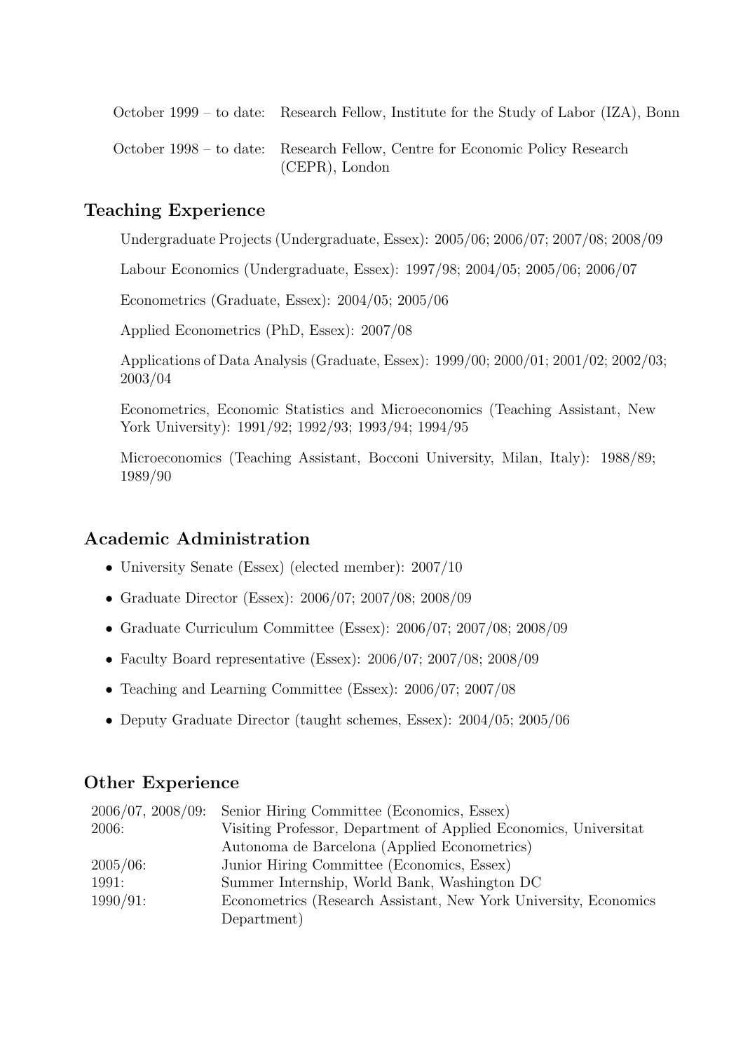October 1999 – to date: Research Fellow, Institute for the Study of Labor (IZA), Bonn

October 1998 – to date: Research Fellow, Centre for Economic Policy Research (CEPR), London

## Teaching Experience

Undergraduate Projects (Undergraduate, Essex): 2005/06; 2006/07; 2007/08; 2008/09

Labour Economics (Undergraduate, Essex): 1997/98; 2004/05; 2005/06; 2006/07

Econometrics (Graduate, Essex): 2004/05; 2005/06

Applied Econometrics (PhD, Essex): 2007/08

Applications of Data Analysis (Graduate, Essex): 1999/00; 2000/01; 2001/02; 2002/03; 2003/04

Econometrics, Economic Statistics and Microeconomics (Teaching Assistant, New York University): 1991/92; 1992/93; 1993/94; 1994/95

Microeconomics (Teaching Assistant, Bocconi University, Milan, Italy): 1988/89; 1989/90

## Academic Administration

- University Senate (Essex) (elected member): 2007/10
- Graduate Director (Essex): 2006/07; 2007/08; 2008/09
- Graduate Curriculum Committee (Essex): 2006/07; 2007/08; 2008/09
- Faculty Board representative (Essex): 2006/07; 2007/08; 2008/09
- Teaching and Learning Committee (Essex): 2006/07; 2007/08
- Deputy Graduate Director (taught schemes, Essex): 2004/05; 2005/06

## Other Experience

2006/07, 2008/09: Senior Hiring Committee (Economics, Essex)

2006: Visiting Professor, Department of Applied Economics, Universitat Autonoma de Barcelona (Applied Econometrics)

2005/06: Junior Hiring Committee (Economics, Essex)

1991: Summer Internship, World Bank, Washington DC

1990/91: Econometrics (Research Assistant, New York University, Economics Department)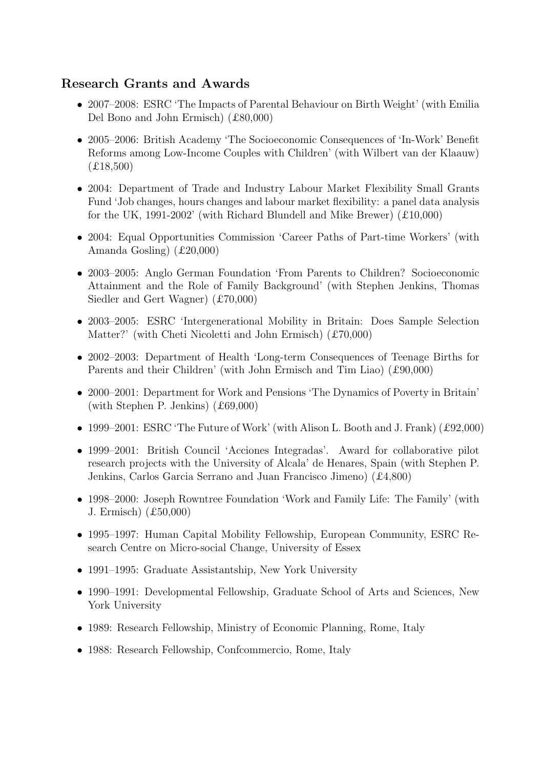## Research Grants and Awards

- 2007–2008: ESRC 'The Impacts of Parental Behaviour on Birth Weight' (with Emilia Del Bono and John Ermisch) (£80,000)
- 2005–2006: British Academy 'The Socioeconomic Consequences of 'In-Work' Benefit Reforms among Low-Income Couples with Children' (with Wilbert van der Klaauw) (£18,500)
- 2004: Department of Trade and Industry Labour Market Flexibility Small Grants Fund 'Job changes, hours changes and labour market flexibility: a panel data analysis for the UK, 1991-2002' (with Richard Blundell and Mike Brewer) (£10,000)
- 2004: Equal Opportunities Commission 'Career Paths of Part-time Workers' (with Amanda Gosling) (£20,000)
- 2003–2005: Anglo German Foundation 'From Parents to Children? Socioeconomic Attainment and the Role of Family Background' (with Stephen Jenkins, Thomas Siedler and Gert Wagner) (£70,000)
- 2003–2005: ESRC 'Intergenerational Mobility in Britain: Does Sample Selection Matter?' (with Cheti Nicoletti and John Ermisch) (£70,000)
- 2002–2003: Department of Health 'Long-term Consequences of Teenage Births for Parents and their Children' (with John Ermisch and Tim Liao) (£90,000)
- 2000–2001: Department for Work and Pensions 'The Dynamics of Poverty in Britain' (with Stephen P. Jenkins) (£69,000)
- 1999–2001: ESRC 'The Future of Work' (with Alison L. Booth and J. Frank) (£92,000)
- 1999–2001: British Council 'Acciones Integradas'. Award for collaborative pilot research projects with the University of Alcala' de Henares, Spain (with Stephen P. Jenkins, Carlos Garcia Serrano and Juan Francisco Jimeno) (£4,800)
- 1998–2000: Joseph Rowntree Foundation 'Work and Family Life: The Family' (with J. Ermisch) (£50,000)
- 1995–1997: Human Capital Mobility Fellowship, European Community, ESRC Research Centre on Micro-social Change, University of Essex
- 1991–1995: Graduate Assistantship, New York University
- 1990–1991: Developmental Fellowship, Graduate School of Arts and Sciences, New York University
- 1989: Research Fellowship, Ministry of Economic Planning, Rome, Italy
- 1988: Research Fellowship, Confcommercio, Rome, Italy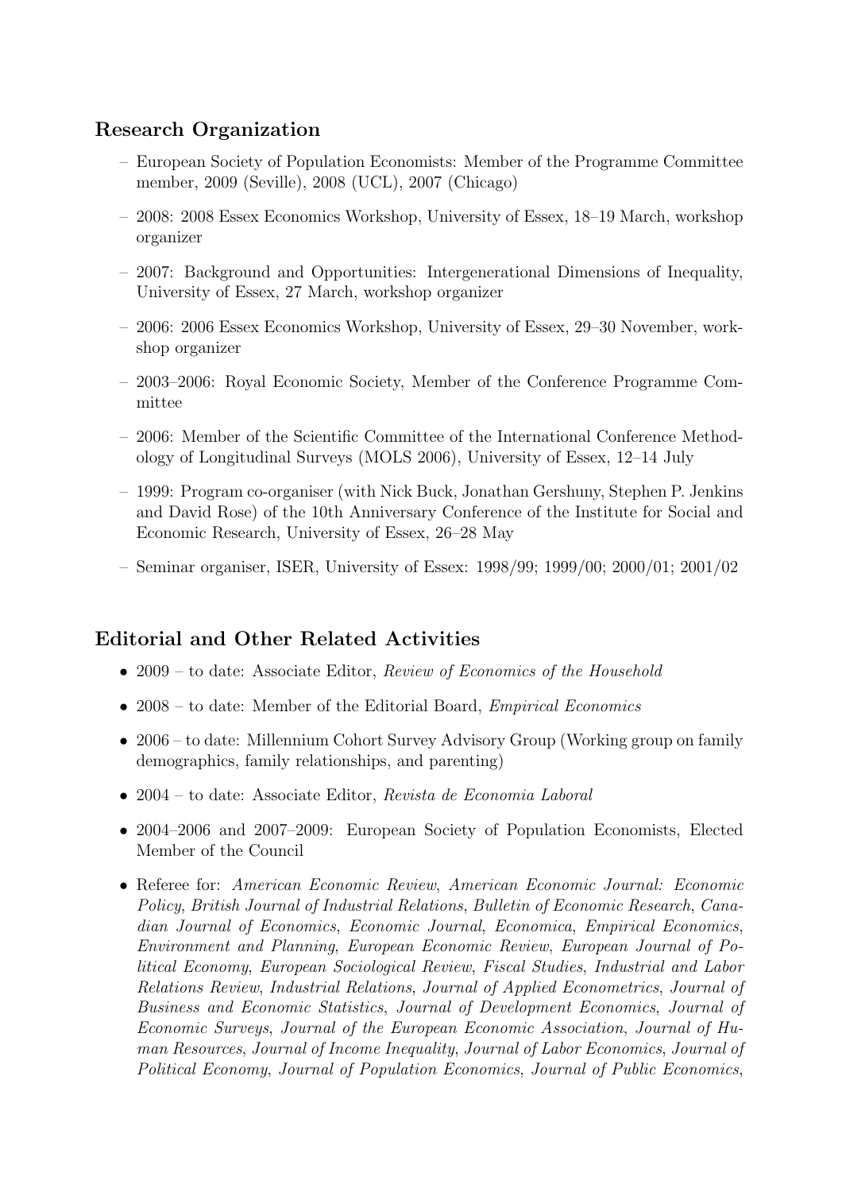## Research Organization

- European Society of Population Economists: Member of the Programme Committee member, 2009 (Seville), 2008 (UCL), 2007 (Chicago)
- 2008: 2008 Essex Economics Workshop, University of Essex, 18–19 March, workshop organizer
- 2007: Background and Opportunities: Intergenerational Dimensions of Inequality, University of Essex, 27 March, workshop organizer
- 2006: 2006 Essex Economics Workshop, University of Essex, 29–30 November, workshop organizer
- 2003–2006: Royal Economic Society, Member of the Conference Programme Committee
- 2006: Member of the Scientific Committee of the International Conference Methodology of Longitudinal Surveys (MOLS 2006), University of Essex, 12–14 July
- 1999: Program co-organiser (with Nick Buck, Jonathan Gershuny, Stephen P. Jenkins and David Rose) of the 10th Anniversary Conference of the Institute for Social and Economic Research, University of Essex, 26–28 May
- Seminar organiser, ISER, University of Essex: 1998/99; 1999/00; 2000/01; 2001/02

## Editorial and Other Related Activities

- 2009 – to date: Associate Editor, *Review of Economics of the Household*
- 2008 – to date: Member of the Editorial Board, *Empirical Economics*
- 2006 – to date: Millennium Cohort Survey Advisory Group (Working group on family demographics, family relationships, and parenting)
- 2004 – to date: Associate Editor, *Revista de Economia Laboral*
- 2004–2006 and 2007–2009: European Society of Population Economists, Elected Member of the Council
- Referee for: *American Economic Review*, *American Economic Journal: Economic Policy*, *British Journal of Industrial Relations*, *Bulletin of Economic Research*, *Canadian Journal of Economics*, *Economic Journal*, *Economica*, *Empirical Economics*, *Environment and Planning*, *European Economic Review*, *European Journal of Political Economy*, *European Sociological Review*, *Fiscal Studies*, *Industrial and Labor Relations Review*, *Industrial Relations*, *Journal of Applied Econometrics*, *Journal of Business and Economic Statistics*, *Journal of Development Economics*, *Journal of Economic Surveys*, *Journal of the European Economic Association*, *Journal of Human Resources*, *Journal of Income Inequality*, *Journal of Labor Economics*, *Journal of Political Economy*, *Journal of Population Economics*, *Journal of Public Economics*,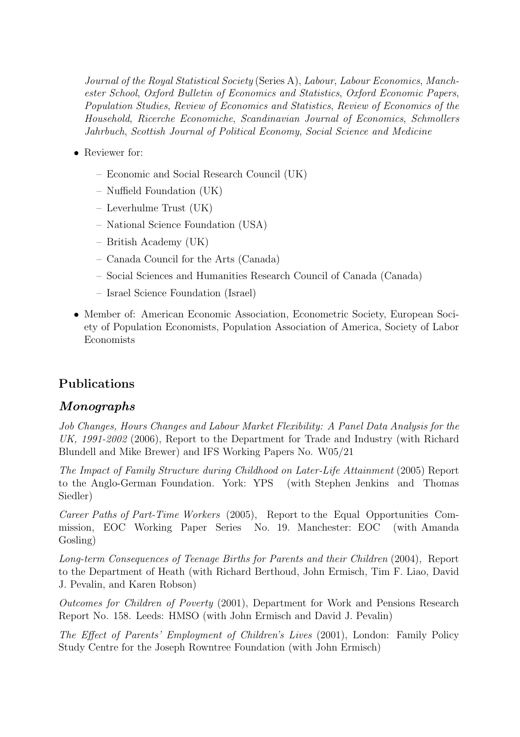*Journal of the Royal Statistical Society* (Series A), *Labour*, *Labour Economics*, *Manchester School*, *Oxford Bulletin of Economics and Statistics*, *Oxford Economic Papers*, *Population Studies*, *Review of Economics and Statistics*, *Review of Economics of the Household*, *Ricerche Economiche*, *Scandinavian Journal of Economics*, *Schmollers Jahrbuch*, *Scottish Journal of Political Economy*, *Social Science and Medicine*

- Reviewer for:
  - Economic and Social Research Council (UK)
  - Nuffield Foundation (UK)
  - Leverhulme Trust (UK)
  - National Science Foundation (USA)
  - British Academy (UK)
  - Canada Council for the Arts (Canada)
  - Social Sciences and Humanities Research Council of Canada (Canada)
  - Israel Science Foundation (Israel)
- Member of: American Economic Association, Econometric Society, European Society of Population Economists, Population Association of America, Society of Labor Economists

## Publications

### *Monographs*

*Job Changes, Hours Changes and Labour Market Flexibility: A Panel Data Analysis for the UK, 1991-2002* (2006), Report to the Department for Trade and Industry (with Richard Blundell and Mike Brewer) and IFS Working Papers No. W05/21

*The Impact of Family Structure during Childhood on Later-Life Attainment* (2005) Report to the Anglo-German Foundation. York: YPS (with Stephen Jenkins and Thomas Siedler)

*Career Paths of Part-Time Workers* (2005), Report to the Equal Opportunities Commission, EOC Working Paper Series No. 19. Manchester: EOC (with Amanda Gosling)

*Long-term Consequences of Teenage Births for Parents and their Children* (2004), Report to the Department of Heath (with Richard Berthoud, John Ermisch, Tim F. Liao, David J. Pevalin, and Karen Robson)

*Outcomes for Children of Poverty* (2001), Department for Work and Pensions Research Report No. 158. Leeds: HMSO (with John Ermisch and David J. Pevalin)

*The Effect of Parents' Employment of Children's Lives* (2001), London: Family Policy Study Centre for the Joseph Rowntree Foundation (with John Ermisch)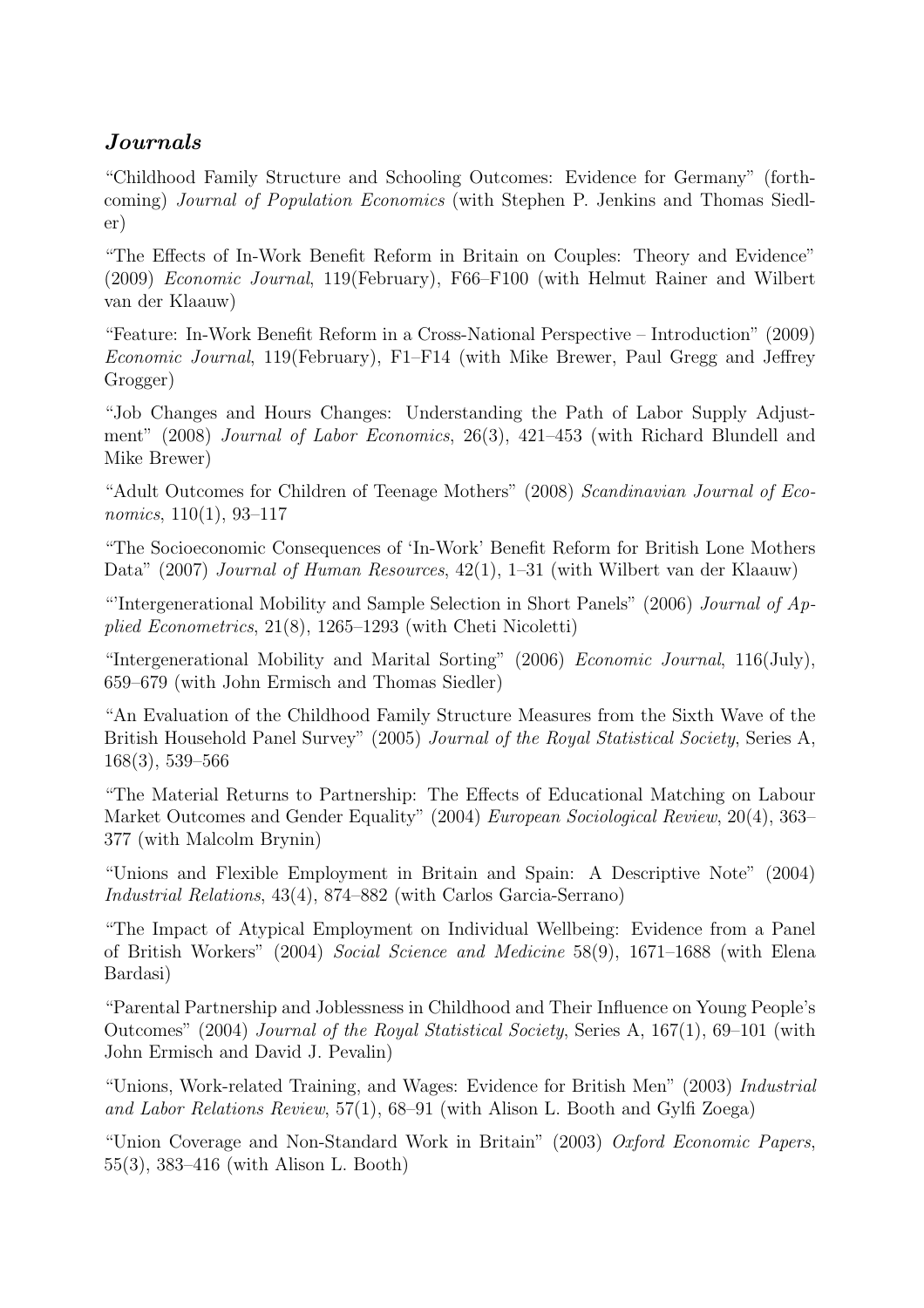### *Journals*

"Childhood Family Structure and Schooling Outcomes: Evidence for Germany" (forthcoming) *Journal of Population Economics* (with Stephen P. Jenkins and Thomas Siedler)

"The Effects of In-Work Benefit Reform in Britain on Couples: Theory and Evidence" (2009) *Economic Journal*, 119(February), F66–F100 (with Helmut Rainer and Wilbert van der Klaauw)

"Feature: In-Work Benefit Reform in a Cross-National Perspective – Introduction" (2009) *Economic Journal*, 119(February), F1–F14 (with Mike Brewer, Paul Gregg and Jeffrey Grogger)

"Job Changes and Hours Changes: Understanding the Path of Labor Supply Adjustment" (2008) *Journal of Labor Economics*, 26(3), 421–453 (with Richard Blundell and Mike Brewer)

"Adult Outcomes for Children of Teenage Mothers" (2008) *Scandinavian Journal of Economics*, 110(1), 93–117

"The Socioeconomic Consequences of 'In-Work' Benefit Reform for British Lone Mothers Data" (2007) *Journal of Human Resources*, 42(1), 1–31 (with Wilbert van der Klaauw)

"'Intergenerational Mobility and Sample Selection in Short Panels" (2006) *Journal of Applied Econometrics*, 21(8), 1265–1293 (with Cheti Nicoletti)

"Intergenerational Mobility and Marital Sorting" (2006) *Economic Journal*, 116(July), 659–679 (with John Ermisch and Thomas Siedler)

"An Evaluation of the Childhood Family Structure Measures from the Sixth Wave of the British Household Panel Survey" (2005) *Journal of the Royal Statistical Society*, Series A, 168(3), 539–566

"The Material Returns to Partnership: The Effects of Educational Matching on Labour Market Outcomes and Gender Equality" (2004) *European Sociological Review*, 20(4), 363–377 (with Malcolm Brynin)

"Unions and Flexible Employment in Britain and Spain: A Descriptive Note" (2004) *Industrial Relations*, 43(4), 874–882 (with Carlos Garcia-Serrano)

"The Impact of Atypical Employment on Individual Wellbeing: Evidence from a Panel of British Workers" (2004) *Social Science and Medicine* 58(9), 1671–1688 (with Elena Bardasi)

"Parental Partnership and Joblessness in Childhood and Their Influence on Young People's Outcomes" (2004) *Journal of the Royal Statistical Society*, Series A, 167(1), 69–101 (with John Ermisch and David J. Pevalin)

"Unions, Work-related Training, and Wages: Evidence for British Men" (2003) *Industrial and Labor Relations Review*, 57(1), 68–91 (with Alison L. Booth and Gylfi Zoega)

"Union Coverage and Non-Standard Work in Britain" (2003) *Oxford Economic Papers*, 55(3), 383–416 (with Alison L. Booth)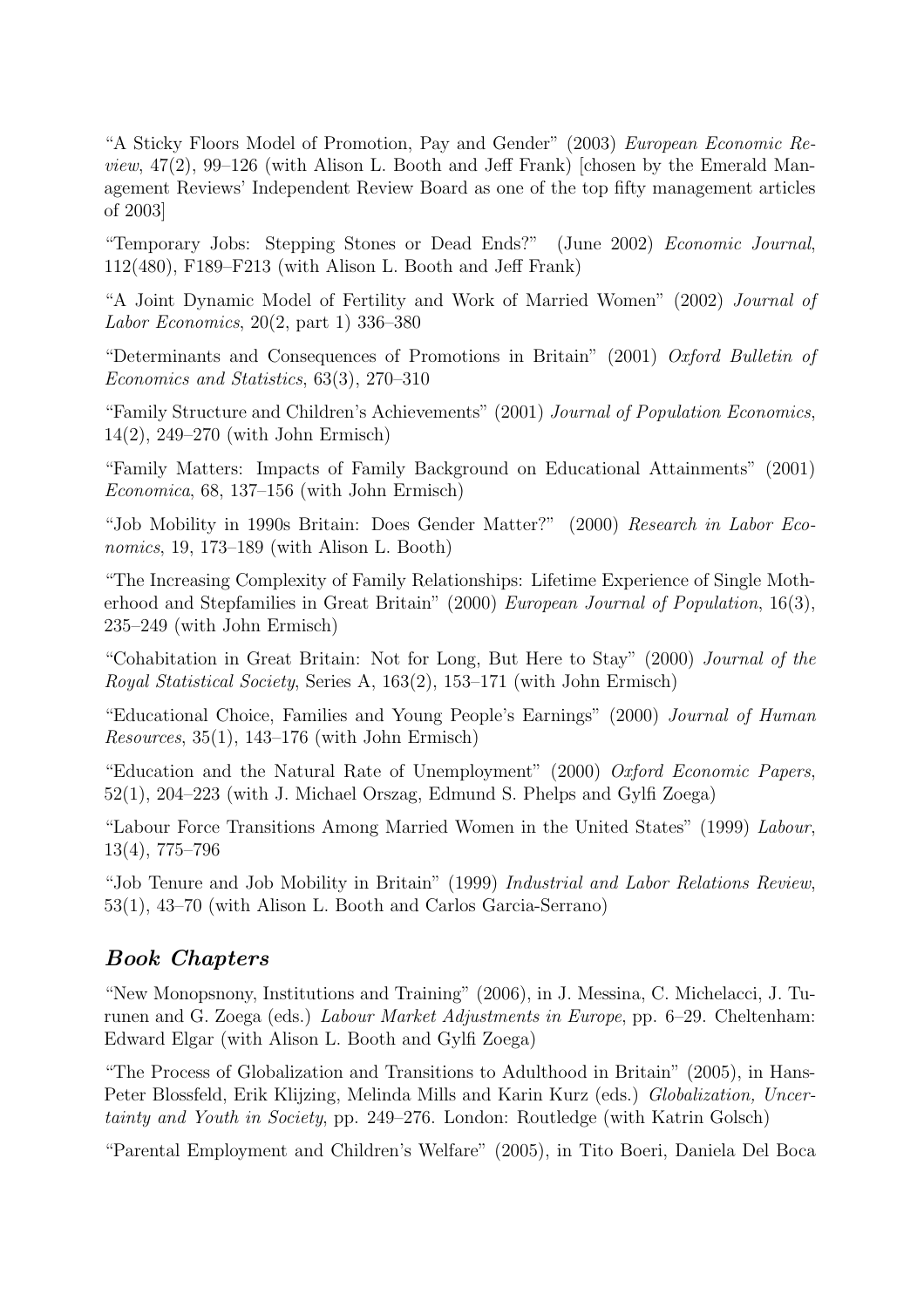"A Sticky Floors Model of Promotion, Pay and Gender" (2003) *European Economic Review*, 47(2), 99–126 (with Alison L. Booth and Jeff Frank) [chosen by the Emerald Management Reviews' Independent Review Board as one of the top fifty management articles of 2003]

"Temporary Jobs: Stepping Stones or Dead Ends?" (June 2002) *Economic Journal*, 112(480), F189–F213 (with Alison L. Booth and Jeff Frank)

"A Joint Dynamic Model of Fertility and Work of Married Women" (2002) *Journal of Labor Economics*, 20(2, part 1) 336–380

"Determinants and Consequences of Promotions in Britain" (2001) *Oxford Bulletin of Economics and Statistics*, 63(3), 270–310

"Family Structure and Children's Achievements" (2001) *Journal of Population Economics*, 14(2), 249–270 (with John Ermisch)

"Family Matters: Impacts of Family Background on Educational Attainments" (2001) *Economica*, 68, 137–156 (with John Ermisch)

"Job Mobility in 1990s Britain: Does Gender Matter?" (2000) *Research in Labor Economics*, 19, 173–189 (with Alison L. Booth)

"The Increasing Complexity of Family Relationships: Lifetime Experience of Single Motherhood and Stepfamilies in Great Britain" (2000) *European Journal of Population*, 16(3), 235–249 (with John Ermisch)

"Cohabitation in Great Britain: Not for Long, But Here to Stay" (2000) *Journal of the Royal Statistical Society*, Series A, 163(2), 153–171 (with John Ermisch)

"Educational Choice, Families and Young People's Earnings" (2000) *Journal of Human Resources*, 35(1), 143–176 (with John Ermisch)

"Education and the Natural Rate of Unemployment" (2000) *Oxford Economic Papers*, 52(1), 204–223 (with J. Michael Orszag, Edmund S. Phelps and Gylfi Zoega)

"Labour Force Transitions Among Married Women in the United States" (1999) *Labour*, 13(4), 775–796

"Job Tenure and Job Mobility in Britain" (1999) *Industrial and Labor Relations Review*, 53(1), 43–70 (with Alison L. Booth and Carlos Garcia-Serrano)

## *Book Chapters*

"New Monopsnony, Institutions and Training" (2006), in J. Messina, C. Michelacci, J. Turunen and G. Zoega (eds.) *Labour Market Adjustments in Europe*, pp. 6–29. Cheltenham: Edward Elgar (with Alison L. Booth and Gylfi Zoega)

"The Process of Globalization and Transitions to Adulthood in Britain" (2005), in Hans-Peter Blossfeld, Erik Klijzing, Melinda Mills and Karin Kurz (eds.) *Globalization, Uncertainty and Youth in Society*, pp. 249–276. London: Routledge (with Katrin Golsch)

"Parental Employment and Children's Welfare" (2005), in Tito Boeri, Daniela Del Boca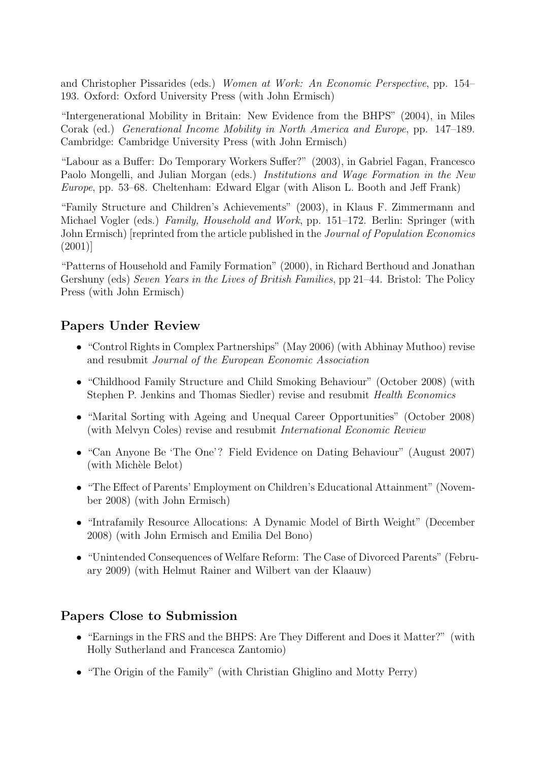and Christopher Pissarides (eds.) *Women at Work: An Economic Perspective*, pp. 154–193. Oxford: Oxford University Press (with John Ermisch)

"Intergenerational Mobility in Britain: New Evidence from the BHPS" (2004), in Miles Corak (ed.) *Generational Income Mobility in North America and Europe*, pp. 147–189. Cambridge: Cambridge University Press (with John Ermisch)

"Labour as a Buffer: Do Temporary Workers Suffer?" (2003), in Gabriel Fagan, Francesco Paolo Mongelli, and Julian Morgan (eds.) *Institutions and Wage Formation in the New Europe*, pp. 53–68. Cheltenham: Edward Elgar (with Alison L. Booth and Jeff Frank)

"Family Structure and Children's Achievements" (2003), in Klaus F. Zimmermann and Michael Vogler (eds.) *Family, Household and Work*, pp. 151–172. Berlin: Springer (with John Ermisch) [reprinted from the article published in the *Journal of Population Economics* (2001)]

"Patterns of Household and Family Formation" (2000), in Richard Berthoud and Jonathan Gershuny (eds) *Seven Years in the Lives of British Families*, pp 21–44. Bristol: The Policy Press (with John Ermisch)

## Papers Under Review

- "Control Rights in Complex Partnerships" (May 2006) (with Abhinay Muthoo) revise and resubmit *Journal of the European Economic Association*
- "Childhood Family Structure and Child Smoking Behaviour" (October 2008) (with Stephen P. Jenkins and Thomas Siedler) revise and resubmit *Health Economics*
- "Marital Sorting with Ageing and Unequal Career Opportunities" (October 2008) (with Melvyn Coles) revise and resubmit *International Economic Review*
- "Can Anyone Be 'The One'? Field Evidence on Dating Behaviour" (August 2007) (with Michèle Belot)
- "The Effect of Parents' Employment on Children's Educational Attainment" (November 2008) (with John Ermisch)
- "Intrafamily Resource Allocations: A Dynamic Model of Birth Weight" (December 2008) (with John Ermisch and Emilia Del Bono)
- "Unintended Consequences of Welfare Reform: The Case of Divorced Parents" (February 2009) (with Helmut Rainer and Wilbert van der Klaauw)

## Papers Close to Submission

- "Earnings in the FRS and the BHPS: Are They Different and Does it Matter?" (with Holly Sutherland and Francesca Zantomio)
- "The Origin of the Family" (with Christian Ghiglino and Motty Perry)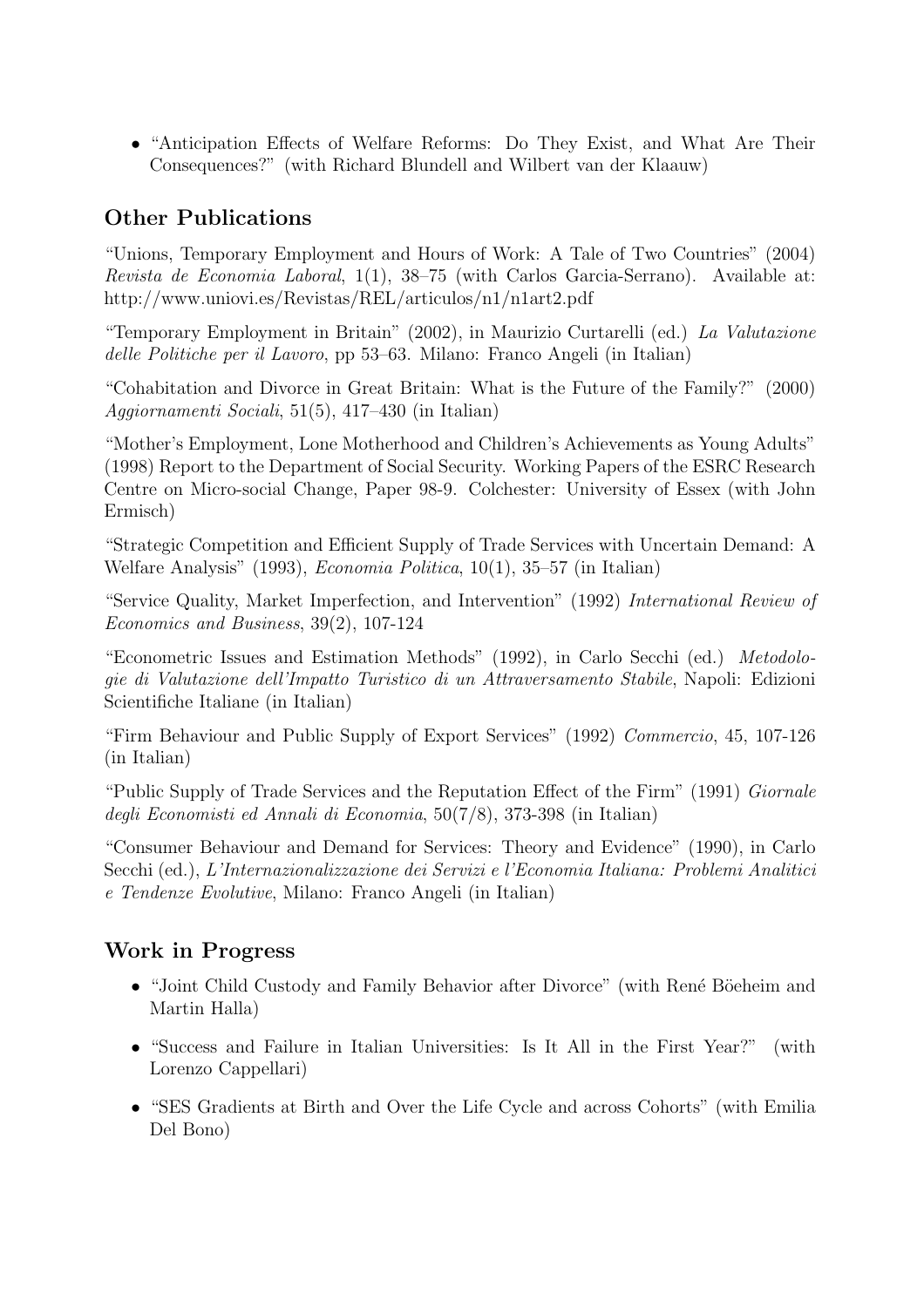- "Anticipation Effects of Welfare Reforms: Do They Exist, and What Are Their Consequences?" (with Richard Blundell and Wilbert van der Klaauw)

## Other Publications

"Unions, Temporary Employment and Hours of Work: A Tale of Two Countries" (2004) *Revista de Economia Laboral*, 1(1), 38–75 (with Carlos Garcia-Serrano). Available at: http://www.uniovi.es/Revistas/REL/articulos/n1/n1art2.pdf

"Temporary Employment in Britain" (2002), in Maurizio Curtarelli (ed.) *La Valutazione delle Politiche per il Lavoro*, pp 53–63. Milano: Franco Angeli (in Italian)

"Cohabitation and Divorce in Great Britain: What is the Future of the Family?" (2000) *Aggiornamenti Sociali*, 51(5), 417–430 (in Italian)

"Mother's Employment, Lone Motherhood and Children's Achievements as Young Adults" (1998) Report to the Department of Social Security. Working Papers of the ESRC Research Centre on Micro-social Change, Paper 98-9. Colchester: University of Essex (with John Ermisch)

"Strategic Competition and Efficient Supply of Trade Services with Uncertain Demand: A Welfare Analysis" (1993), *Economia Politica*, 10(1), 35–57 (in Italian)

"Service Quality, Market Imperfection, and Intervention" (1992) *International Review of Economics and Business*, 39(2), 107-124

"Econometric Issues and Estimation Methods" (1992), in Carlo Secchi (ed.) *Metodologie di Valutazione dell'Impatto Turistico di un Attraversamento Stabile*, Napoli: Edizioni Scientifiche Italiane (in Italian)

"Firm Behaviour and Public Supply of Export Services" (1992) *Commercio*, 45, 107-126 (in Italian)

"Public Supply of Trade Services and the Reputation Effect of the Firm" (1991) *Giornale degli Economisti ed Annali di Economia*, 50(7/8), 373-398 (in Italian)

"Consumer Behaviour and Demand for Services: Theory and Evidence" (1990), in Carlo Secchi (ed.), *L'Internazionalizzazione dei Servizi e l'Economia Italiana: Problemi Analitici e Tendenze Evolutive*, Milano: Franco Angeli (in Italian)

## Work in Progress

- "Joint Child Custody and Family Behavior after Divorce" (with René Böeheim and Martin Halla)
- "Success and Failure in Italian Universities: Is It All in the First Year?" (with Lorenzo Cappellari)
- "SES Gradients at Birth and Over the Life Cycle and across Cohorts" (with Emilia Del Bono)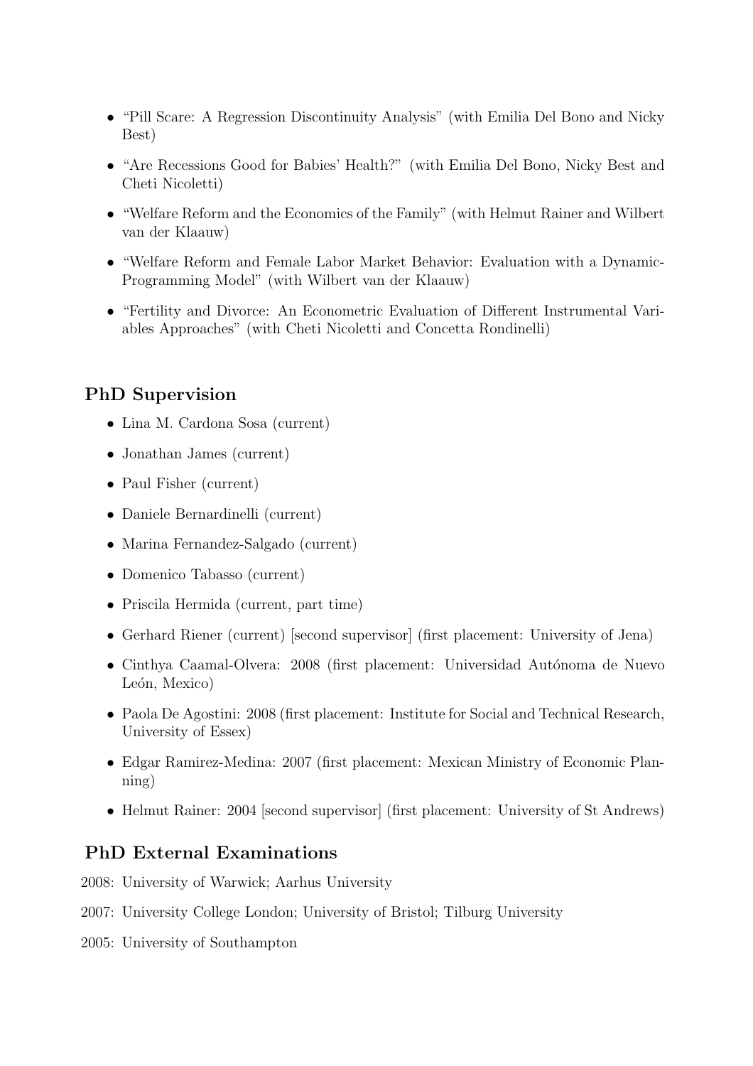- "Pill Scare: A Regression Discontinuity Analysis" (with Emilia Del Bono and Nicky Best)
- "Are Recessions Good for Babies' Health?" (with Emilia Del Bono, Nicky Best and Cheti Nicoletti)
- "Welfare Reform and the Economics of the Family" (with Helmut Rainer and Wilbert van der Klaauw)
- "Welfare Reform and Female Labor Market Behavior: Evaluation with a Dynamic-Programming Model" (with Wilbert van der Klaauw)
- "Fertility and Divorce: An Econometric Evaluation of Different Instrumental Variables Approaches" (with Cheti Nicoletti and Concetta Rondinelli)

## PhD Supervision

- Lina M. Cardona Sosa (current)
- Jonathan James (current)
- Paul Fisher (current)
- Daniele Bernardinelli (current)
- Marina Fernandez-Salgado (current)
- Domenico Tabasso (current)
- Priscila Hermida (current, part time)
- Gerhard Riener (current) [second supervisor] (first placement: University of Jena)
- Cinthya Caamal-Olvera: 2008 (first placement: Universidad Autónoma de Nuevo León, Mexico)
- Paola De Agostini: 2008 (first placement: Institute for Social and Technical Research, University of Essex)
- Edgar Ramirez-Medina: 2007 (first placement: Mexican Ministry of Economic Planning)
- Helmut Rainer: 2004 [second supervisor] (first placement: University of St Andrews)

## PhD External Examinations

2008: University of Warwick; Aarhus University

2007: University College London; University of Bristol; Tilburg University

2005: University of Southampton